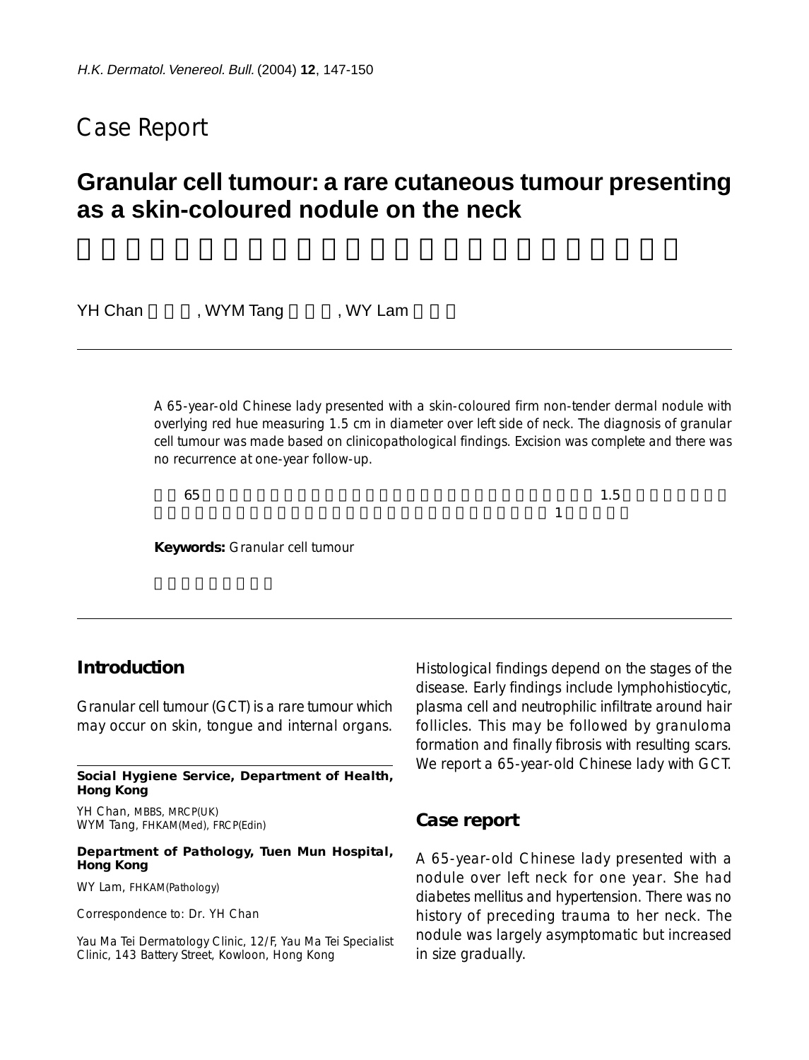Case Report

# Granular cell tumour: a rare cutaneous tumour presenting as a skin-coloured nodule on the neck

YH Chan, WYM Tang, WY Lam

---

A 65-year-old Chinese lady presented with a skin-coloured firm non-tender dermal nodule with overlying red hue measuring 1.5 cm in diameter over left side of neck. The diagnosis of granular cell tumour was made based on clinicopathological findings. Excision was complete and there was no recurrence at one-year follow-up.

**Keywords:** Granular cell tumour

---

## Introduction

Granular cell tumour (GCT) is a rare tumour which may occur on skin, tongue and internal organs. Histological findings depend on the stages of the disease. Early findings include lymphohistiocytic, plasma cell and neutrophilic infiltrate around hair follicles. This may be followed by granuloma formation and finally fibrosis with resulting scars. We report a 65-year-old Chinese lady with GCT.

## Case report

A 65-year-old Chinese lady presented with a nodule over left neck for one year. She had diabetes mellitus and hypertension. There was no history of preceding trauma to her neck. The nodule was largely asymptomatic but increased in size gradually.

---

**Social Hygiene Service, Department of Health, Hong Kong**

YH Chan, MBBS, MRCP(UK)
WYM Tang, FHKAM(Med), FRCP(Edin)

**Department of Pathology, Tuen Mun Hospital, Hong Kong**

WY Lam, FHKAM(Pathology)

Correspondence to: Dr. YH Chan

Yau Ma Tei Dermatology Clinic, 12/F, Yau Ma Tei Specialist Clinic, 143 Battery Street, Kowloon, Hong Kong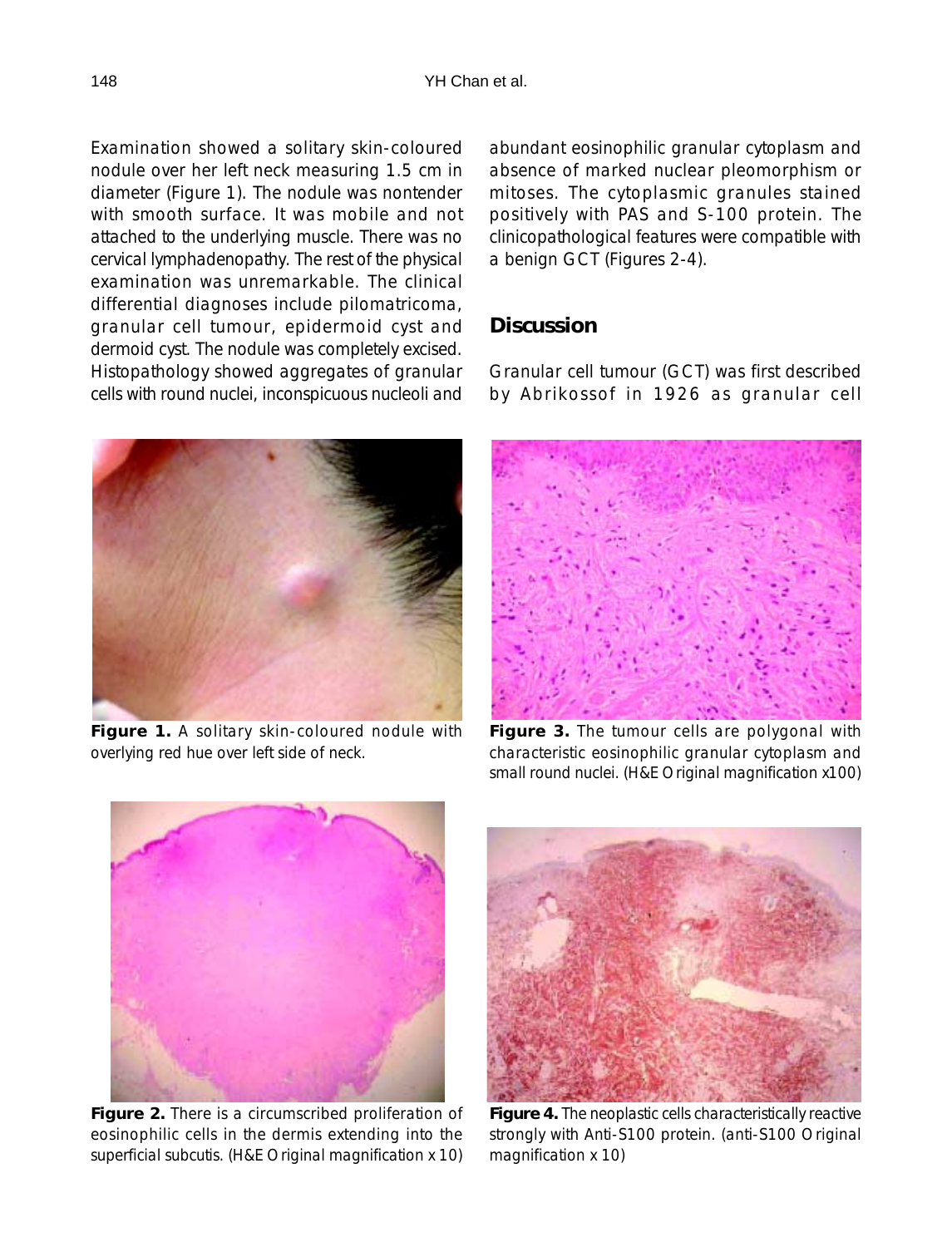Examination showed a solitary skin-coloured nodule over her left neck measuring 1.5 cm in diameter (Figure 1). The nodule was nontender with smooth surface. It was mobile and not attached to the underlying muscle. There was no cervical lymphadenopathy. The rest of the physical examination was unremarkable. The clinical differential diagnoses include pilomatricoma, granular cell tumour, epidermoid cyst and dermoid cyst. The nodule was completely excised. Histopathology showed aggregates of granular cells with round nuclei, inconspicuous nucleoli and abundant eosinophilic granular cytoplasm and absence of marked nuclear pleomorphism or mitoses. The cytoplasmic granules stained positively with PAS and S-100 protein. The clinicopathological features were compatible with a benign GCT (Figures 2-4).

## Discussion

Granular cell tumour (GCT) was first described by Abrikossof in 1926 as granular cell

**Figure 1.** A solitary skin-coloured nodule with overlying red hue over left side of neck.

**Figure 3.** The tumour cells are polygonal with characteristic eosinophilic granular cytoplasm and small round nuclei. (H&E Original magnification x100)

**Figure 2.** There is a circumscribed proliferation of eosinophilic cells in the dermis extending into the superficial subcutis. (H&E Original magnification x 10)

**Figure 4.** The neoplastic cells characteristically reactive strongly with Anti-S100 protein. (anti-S100 Original magnification x 10)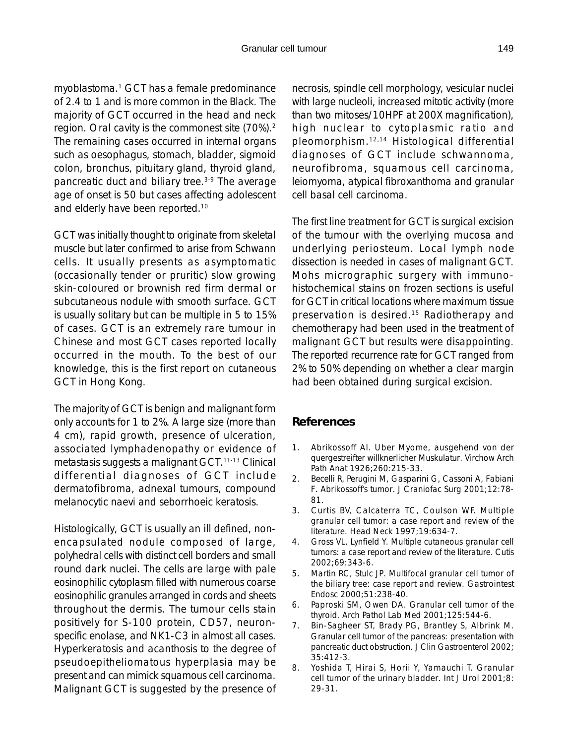myoblastoma.[1] GCT has a female predominance of 2.4 to 1 and is more common in the Black. The majority of GCT occurred in the head and neck region. Oral cavity is the commonest site (70%).[2] The remaining cases occurred in internal organs such as oesophagus, stomach, bladder, sigmoid colon, bronchus, pituitary gland, thyroid gland, pancreatic duct and biliary tree.[3-9] The average age of onset is 50 but cases affecting adolescent and elderly have been reported.[10]

GCT was initially thought to originate from skeletal muscle but later confirmed to arise from Schwann cells. It usually presents as asymptomatic (occasionally tender or pruritic) slow growing skin-coloured or brownish red firm dermal or subcutaneous nodule with smooth surface. GCT is usually solitary but can be multiple in 5 to 15% of cases. GCT is an extremely rare tumour in Chinese and most GCT cases reported locally occurred in the mouth. To the best of our knowledge, this is the first report on cutaneous GCT in Hong Kong.

The majority of GCT is benign and malignant form only accounts for 1 to 2%. A large size (more than 4 cm), rapid growth, presence of ulceration, associated lymphadenopathy or evidence of metastasis suggests a malignant GCT.[11-13] Clinical differential diagnoses of GCT include dermatofibroma, adnexal tumours, compound melanocytic naevi and seborrhoeic keratosis.

Histologically, GCT is usually an ill defined, non-encapsulated nodule composed of large, polyhedral cells with distinct cell borders and small round dark nuclei. The cells are large with pale eosinophilic cytoplasm filled with numerous coarse eosinophilic granules arranged in cords and sheets throughout the dermis. The tumour cells stain positively for S-100 protein, CD57, neuron-specific enolase, and NK1-C3 in almost all cases. Hyperkeratosis and acanthosis to the degree of pseudoepitheliomatous hyperplasia may be present and can mimick squamous cell carcinoma. Malignant GCT is suggested by the presence of necrosis, spindle cell morphology, vesicular nuclei with large nucleoli, increased mitotic activity (more than two mitoses/10HPF at 200X magnification), high nuclear to cytoplasmic ratio and pleomorphism.[12,14] Histological differential diagnoses of GCT include schwannoma, neurofibroma, squamous cell carcinoma, leiomyoma, atypical fibroxanthoma and granular cell basal cell carcinoma.

The first line treatment for GCT is surgical excision of the tumour with the overlying mucosa and underlying periosteum. Local lymph node dissection is needed in cases of malignant GCT. Mohs micrographic surgery with immuno-histochemical stains on frozen sections is useful for GCT in critical locations where maximum tissue preservation is desired.[15] Radiotherapy and chemotherapy had been used in the treatment of malignant GCT but results were disappointing. The reported recurrence rate for GCT ranged from 2% to 50% depending on whether a clear margin had been obtained during surgical excision.

## References

1. Abrikossoff AI. Uber Myome, ausgehend von der quergestreifter willknerlicher Muskulatur. Virchow Arch Path Anat 1926;260:215-33.
2. Becelli R, Perugini M, Gasparini G, Cassoni A, Fabiani F. Abrikossoff's tumor. J Craniofac Surg 2001;12:78-81.
3. Curtis BV, Calcaterra TC, Coulson WF. Multiple granular cell tumor: a case report and review of the literature. Head Neck 1997;19:634-7.
4. Gross VL, Lynfield Y. Multiple cutaneous granular cell tumors: a case report and review of the literature. Cutis 2002;69:343-6.
5. Martin RC, Stulc JP. Multifocal granular cell tumor of the biliary tree: case report and review. Gastrointest Endosc 2000;51:238-40.
6. Paproski SM, Owen DA. Granular cell tumor of the thyroid. Arch Pathol Lab Med 2001;125:544-6.
7. Bin-Sagheer ST, Brady PG, Brantley S, Albrink M. Granular cell tumor of the pancreas: presentation with pancreatic duct obstruction. J Clin Gastroenterol 2002; 35:412-3.
8. Yoshida T, Hirai S, Horii Y, Yamauchi T. Granular cell tumor of the urinary bladder. Int J Urol 2001;8: 29-31.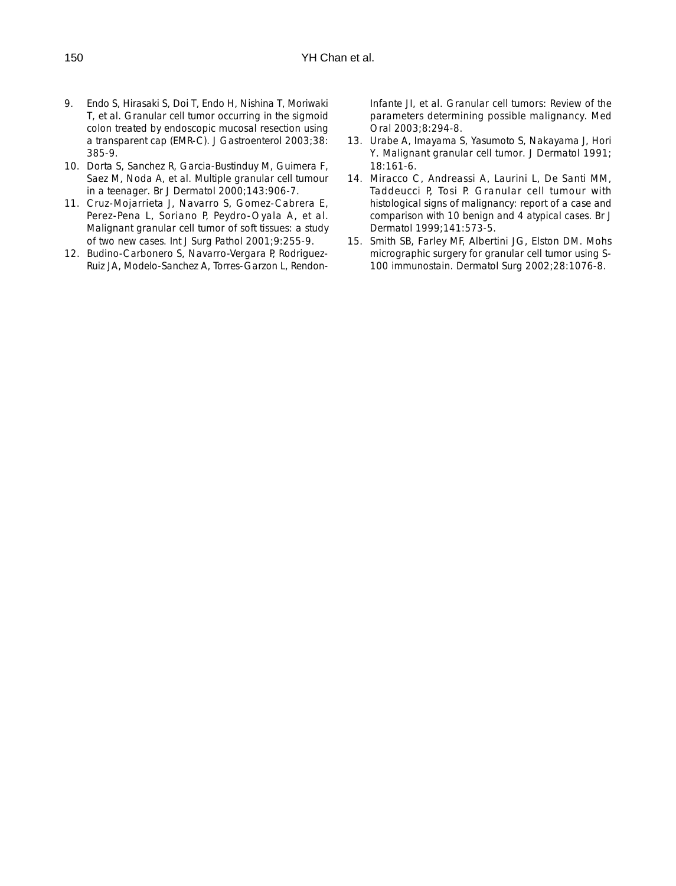9. Endo S, Hirasaki S, Doi T, Endo H, Nishina T, Moriwaki T, et al. Granular cell tumor occurring in the sigmoid colon treated by endoscopic mucosal resection using a transparent cap (EMR-C). J Gastroenterol 2003;38: 385-9.
10. Dorta S, Sanchez R, Garcia-Bustinduy M, Guimera F, Saez M, Noda A, et al. Multiple granular cell tumour in a teenager. Br J Dermatol 2000;143:906-7.
11. Cruz-Mojarrieta J, Navarro S, Gomez-Cabrera E, Perez-Pena L, Soriano P, Peydro-Oyala A, et al. Malignant granular cell tumor of soft tissues: a study of two new cases. Int J Surg Pathol 2001;9:255-9.
12. Budino-Carbonero S, Navarro-Vergara P, Rodriguez-Ruiz JA, Modelo-Sanchez A, Torres-Garzon L, Rendon-Infante JI, et al. Granular cell tumors: Review of the parameters determining possible malignancy. Med Oral 2003;8:294-8.
13. Urabe A, Imayama S, Yasumoto S, Nakayama J, Hori Y. Malignant granular cell tumor. J Dermatol 1991; 18:161-6.
14. Miracco C, Andreassi A, Laurini L, De Santi MM, Taddeucci P, Tosi P. Granular cell tumour with histological signs of malignancy: report of a case and comparison with 10 benign and 4 atypical cases. Br J Dermatol 1999;141:573-5.
15. Smith SB, Farley MF, Albertini JG, Elston DM. Mohs micrographic surgery for granular cell tumor using S-100 immunostain. Dermatol Surg 2002;28:1076-8.